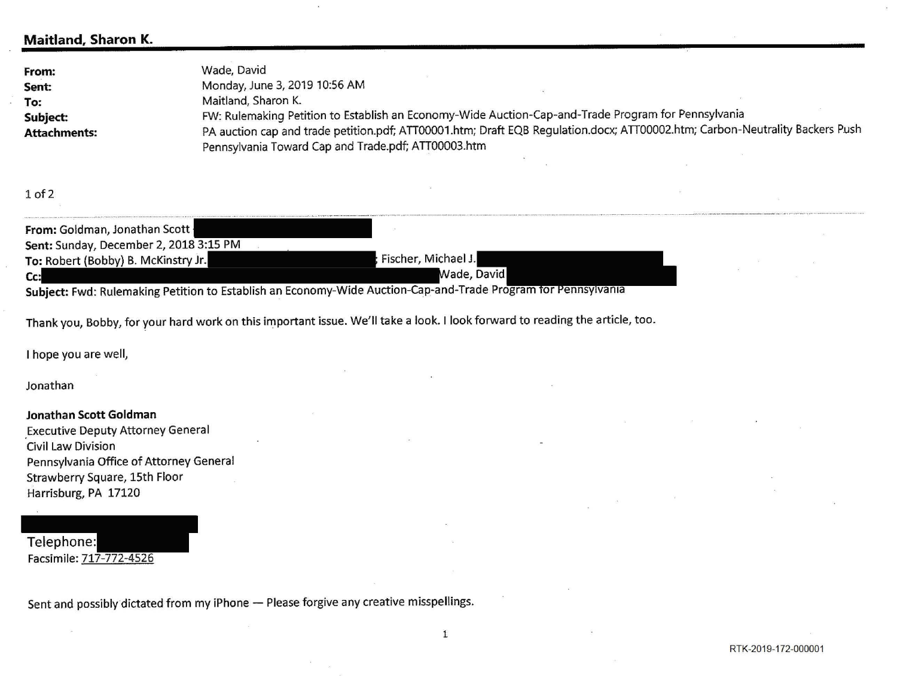## Maitland, Sharon K.

| | |
|---|---|
| **From:** | Wade, David |
| **Sent:** | Monday, June 3, 2019 10:56 AM |
| **To:** | Maitland, Sharon K. |
| **Subject:** | FW: Rulemaking Petition to Establish an Economy-Wide Auction-Cap-and-Trade Program for Pennsylvania |
| **Attachments:** | PA auction cap and trade petition.pdf; ATT00001.htm; Draft EQB Regulation.docx; ATT00002.htm; Carbon-Neutrality Backers Push Pennsylvania Toward Cap and Trade.pdf; ATT00003.htm |

1 of 2

---

**From:** Goldman, Jonathan Scott [REDACTED]
**Sent:** Sunday, December 2, 2018 3:15 PM
**To:** Robert (Bobby) B. McKinstry Jr. [REDACTED]; Fischer, Michael J. [REDACTED]
**Cc:** [REDACTED] Wade, David [REDACTED]
**Subject:** Fwd: Rulemaking Petition to Establish an Economy-Wide Auction-Cap-and-Trade Program for Pennsylvania

Thank you, Bobby, for your hard work on this important issue. We'll take a look. I look forward to reading the article, too.

I hope you are well,

Jonathan

**Jonathan Scott Goldman**
Executive Deputy Attorney General
Civil Law Division
Pennsylvania Office of Attorney General
Strawberry Square, 15th Floor
Harrisburg, PA 17120

[REDACTED]
Telephone: [REDACTED]
Facsimile: 717-772-4526

Sent and possibly dictated from my iPhone — Please forgive any creative misspellings.

RTK-2019-172-000001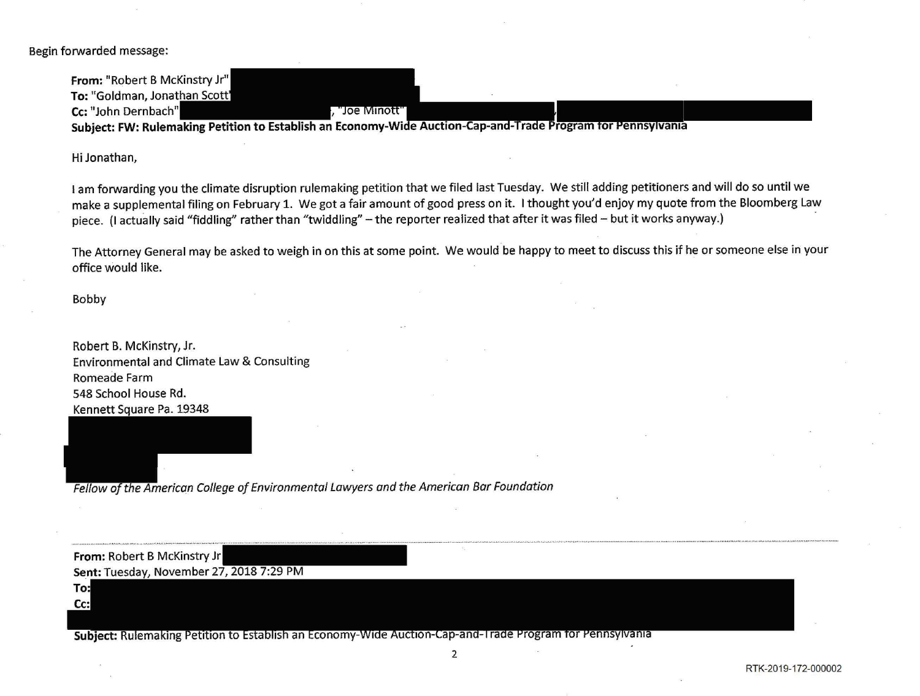Begin forwarded message:

**From:** "Robert B McKinstry Jr"
**To:** "Goldman, Jonathan Scott"
**Cc:** "John Dernbach" , "Joe Minott"
**Subject: FW: Rulemaking Petition to Establish an Economy-Wide Auction-Cap-and-Trade Program for Pennsylvania**

Hi Jonathan,

I am forwarding you the climate disruption rulemaking petition that we filed last Tuesday. We still adding petitioners and will do so until we make a supplemental filing on February 1. We got a fair amount of good press on it. I thought you'd enjoy my quote from the Bloomberg Law piece. (I actually said "fiddling" rather than "twiddling" – the reporter realized that after it was filed – but it works anyway.)

The Attorney General may be asked to weigh in on this at some point. We would be happy to meet to discuss this if he or someone else in your office would like.

Bobby

Robert B. McKinstry, Jr.
Environmental and Climate Law & Consulting
Romeade Farm
548 School House Rd.
Kennett Square Pa. 19348

*Fellow of the American College of Environmental Lawyers and the American Bar Foundation*

---

**From:** Robert B McKinstry Jr
**Sent:** Tuesday, November 27, 2018 7:29 PM
**To:**
**Cc:**
**Subject:** Rulemaking Petition to Establish an Economy-Wide Auction-Cap-and-Trade Program for Pennsylvania

RTK-2019-172-000002